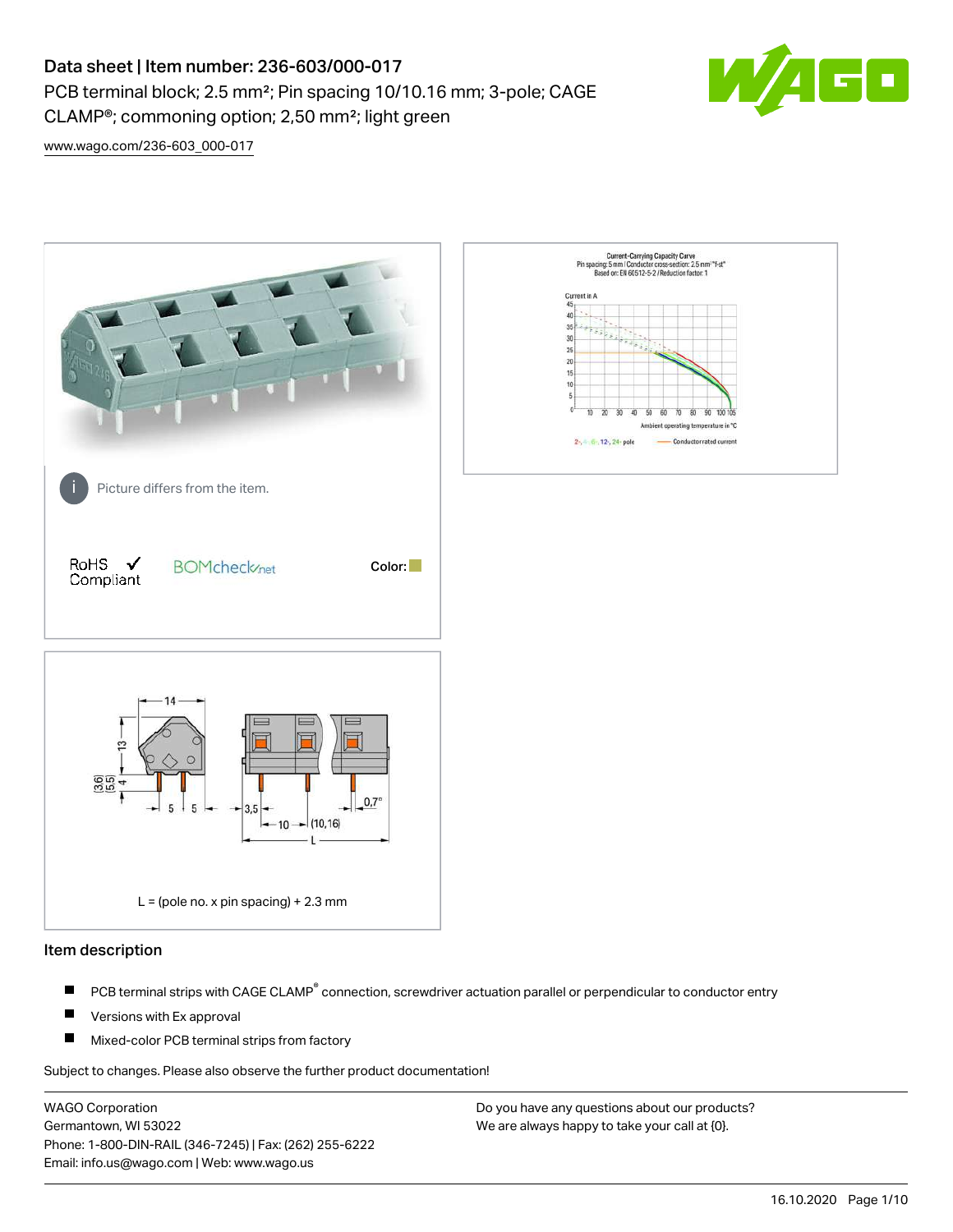# Data sheet | Item number: 236-603/000-017

PCB terminal block; 2.5 mm²; Pin spacing 10/10.16 mm; 3-pole; CAGE CLAMP®; commoning option; 2,50 mm²; light green

www.wago.com/236-603_000-017

Picture differs from the item.

RoHS ✓ Compliant

BOMcheck.net

Color:

L = (pole no. x pin spacing) + 2.3 mm

## Item description

- PCB terminal strips with CAGE CLAMP® connection, screwdriver actuation parallel or perpendicular to conductor entry
- Versions with Ex approval
- Mixed-color PCB terminal strips from factory

Subject to changes. Please also observe the further product documentation!

WAGO Corporation
Germantown, WI 53022
Phone: 1-800-DIN-RAIL (346-7245) | Fax: (262) 255-6222
Email: info.us@wago.com | Web: www.wago.us

Do you have any questions about our products?
We are always happy to take your call at {0}.

16.10.2020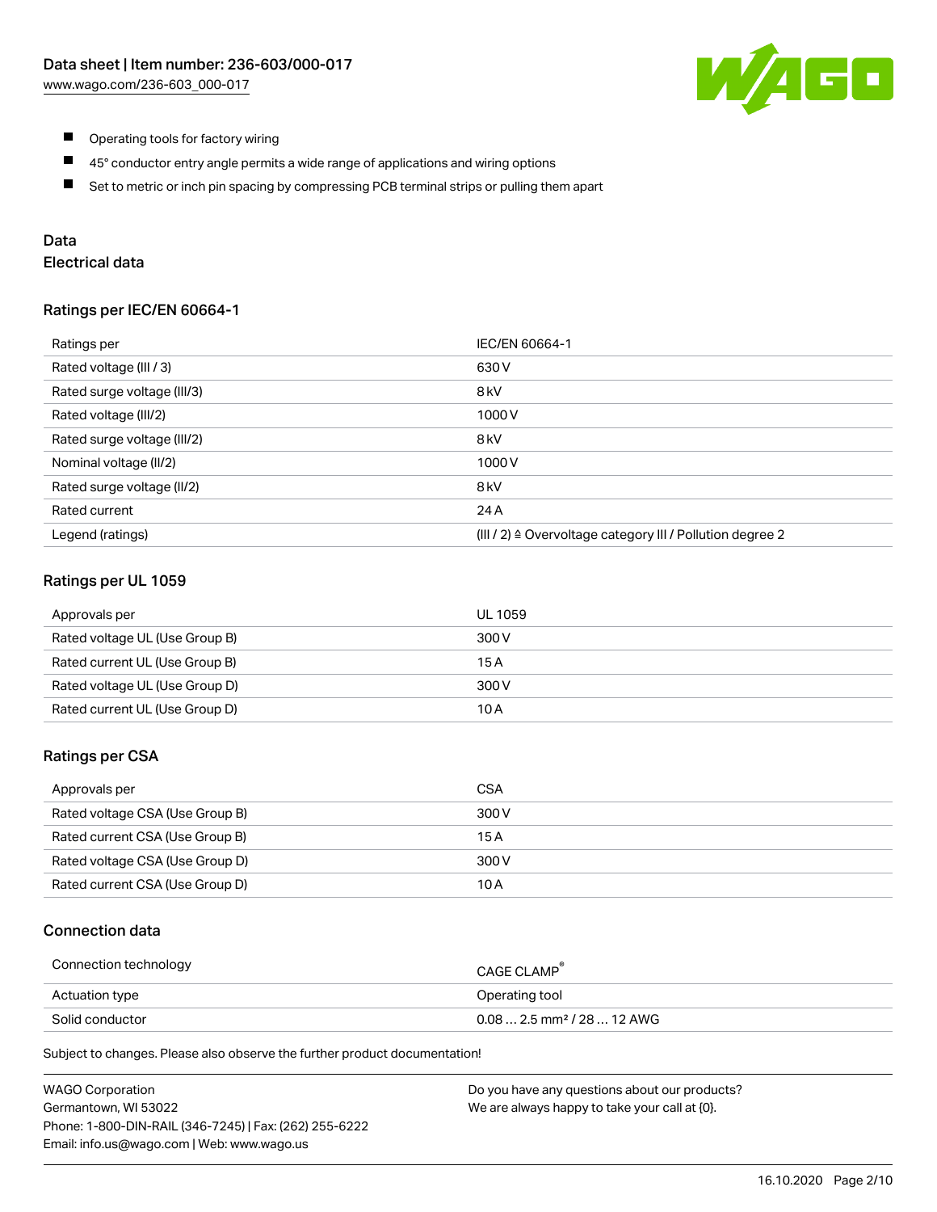- Operating tools for factory wiring
- 45° conductor entry angle permits a wide range of applications and wiring options
- Set to metric or inch pin spacing by compressing PCB terminal strips or pulling them apart

## Data

### Electrical data

#### Ratings per IEC/EN 60664-1

| Ratings per | IEC/EN 60664-1 |
|---|---|
| Rated voltage (III / 3) | 630 V |
| Rated surge voltage (III/3) | 8 kV |
| Rated voltage (III/2) | 1000 V |
| Rated surge voltage (III/2) | 8 kV |
| Nominal voltage (II/2) | 1000 V |
| Rated surge voltage (II/2) | 8 kV |
| Rated current | 24 A |
| Legend (ratings) | (III / 2) ≙ Overvoltage category III / Pollution degree 2 |

#### Ratings per UL 1059

| Approvals per | UL 1059 |
|---|---|
| Rated voltage UL (Use Group B) | 300 V |
| Rated current UL (Use Group B) | 15 A |
| Rated voltage UL (Use Group D) | 300 V |
| Rated current UL (Use Group D) | 10 A |

#### Ratings per CSA

| Approvals per | CSA |
|---|---|
| Rated voltage CSA (Use Group B) | 300 V |
| Rated current CSA (Use Group B) | 15 A |
| Rated voltage CSA (Use Group D) | 300 V |
| Rated current CSA (Use Group D) | 10 A |

#### Connection data

| Connection technology | CAGE CLAMP® |
|---|---|
| Actuation type | Operating tool |
| Solid conductor | 0.08 … 2.5 mm² / 28 … 12 AWG |

Subject to changes. Please also observe the further product documentation!

WAGO Corporation
Germantown, WI 53022
Phone: 1-800-DIN-RAIL (346-7245) | Fax: (262) 255-6222
Email: info.us@wago.com | Web: www.wago.us

Do you have any questions about our products?
We are always happy to take your call at {0}.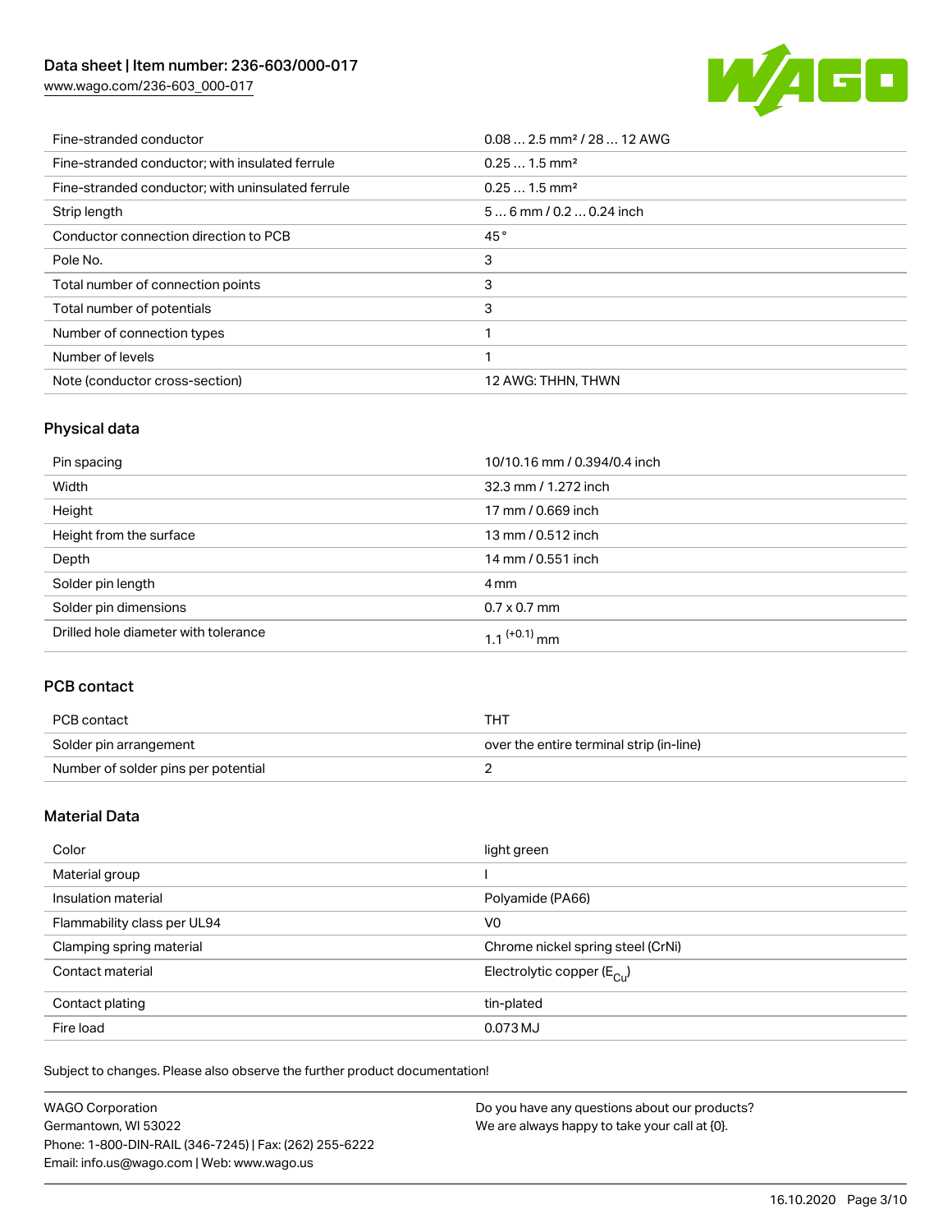| | |
|---|---|
| Fine-stranded conductor | 0.08 … 2.5 mm² / 28 … 12 AWG |
| Fine-stranded conductor; with insulated ferrule | 0.25 … 1.5 mm² |
| Fine-stranded conductor; with uninsulated ferrule | 0.25 … 1.5 mm² |
| Strip length | 5 … 6 mm / 0.2 … 0.24 inch |
| Conductor connection direction to PCB | 45 ° |
| Pole No. | 3 |
| Total number of connection points | 3 |
| Total number of potentials | 3 |
| Number of connection types | 1 |
| Number of levels | 1 |
| Note (conductor cross-section) | 12 AWG: THHN, THWN |

## Physical data

| | |
|---|---|
| Pin spacing | 10/10.16 mm / 0.394/0.4 inch |
| Width | 32.3 mm / 1.272 inch |
| Height | 17 mm / 0.669 inch |
| Height from the surface | 13 mm / 0.512 inch |
| Depth | 14 mm / 0.551 inch |
| Solder pin length | 4 mm |
| Solder pin dimensions | 0.7 x 0.7 mm |
| Drilled hole diameter with tolerance | $1.1^{(+0.1)}$ mm |

## PCB contact

| | |
|---|---|
| PCB contact | THT |
| Solder pin arrangement | over the entire terminal strip (in-line) |
| Number of solder pins per potential | 2 |

## Material Data

| | |
|---|---|
| Color | light green |
| Material group | I |
| Insulation material | Polyamide (PA66) |
| Flammability class per UL94 | V0 |
| Clamping spring material | Chrome nickel spring steel (CrNi) |
| Contact material | Electrolytic copper ($E_{Cu}$) |
| Contact plating | tin-plated |
| Fire load | 0.073 MJ |

Subject to changes. Please also observe the further product documentation!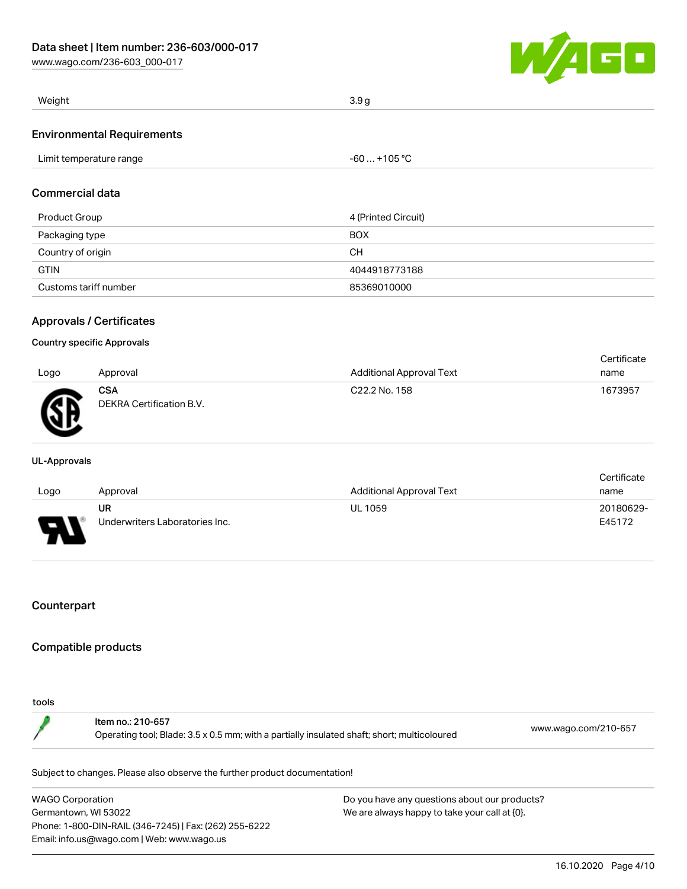| Weight | 3.9 g |
| --- | --- |

## Environmental Requirements

| Limit temperature range | -60 … +105 °C |
| --- | --- |

## Commercial data

| Product Group | 4 (Printed Circuit) |
| --- | --- |
| Packaging type | BOX |
| Country of origin | CH |
| GTIN | 4044918773188 |
| Customs tariff number | 85369010000 |

## Approvals / Certificates

### Country specific Approvals

| Logo | Approval | Additional Approval Text | Certificate name |
| --- | --- | --- | --- |
| | **CSA** DEKRA Certification B.V. | C22.2 No. 158 | 1673957 |

### UL-Approvals

| Logo | Approval | Additional Approval Text | Certificate name |
| --- | --- | --- | --- |
| | **UR** Underwriters Laboratories Inc. | UL 1059 | 20180629-E45172 |

## Counterpart

## Compatible products

### tools

| | | |
| --- | --- | --- |
| | Item no.: 210-657 Operating tool; Blade: 3.5 x 0.5 mm; with a partially insulated shaft; short; multicoloured | www.wago.com/210-657 |

Subject to changes. Please also observe the further product documentation!

WAGO Corporation
Germantown, WI 53022
Phone: 1-800-DIN-RAIL (346-7245) | Fax: (262) 255-6222
Email: info.us@wago.com | Web: www.wago.us

Do you have any questions about our products?
We are always happy to take your call at {0}.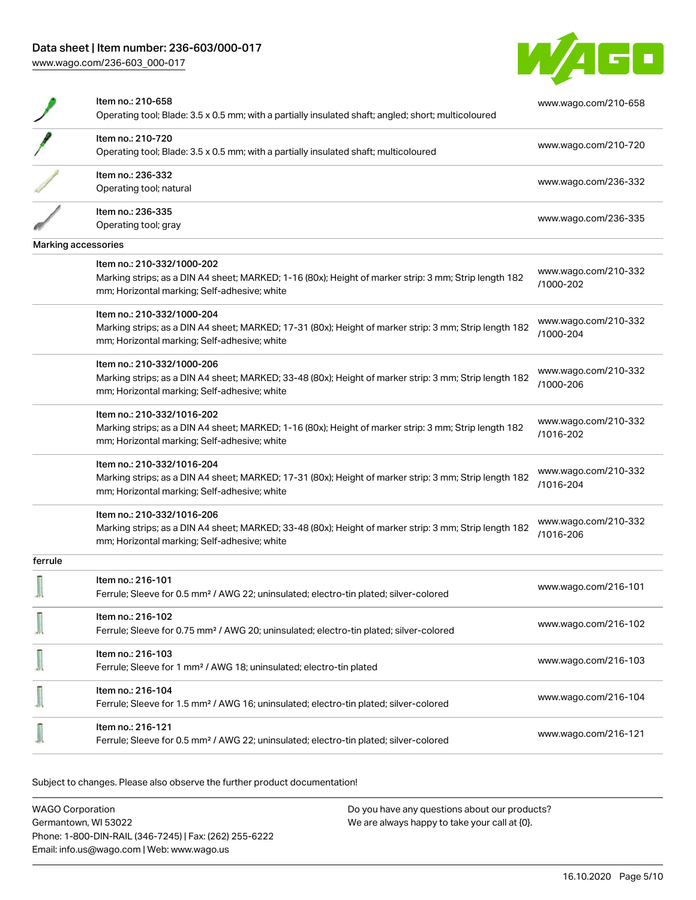| | | |
|---|---|---|
| | Item no.: 210-658<br>Operating tool; Blade: 3.5 x 0.5 mm; with a partially insulated shaft; angled; short; multicoloured | www.wago.com/210-658 |
| | Item no.: 210-720<br>Operating tool; Blade: 3.5 x 0.5 mm; with a partially insulated shaft; multicoloured | www.wago.com/210-720 |
| | Item no.: 236-332<br>Operating tool; natural | www.wago.com/236-332 |
| | Item no.: 236-335<br>Operating tool; gray | www.wago.com/236-335 |
| Marking accessories | | |
| | Item no.: 210-332/1000-202<br>Marking strips; as a DIN A4 sheet; MARKED; 1-16 (80x); Height of marker strip: 3 mm; Strip length 182 mm; Horizontal marking; Self-adhesive; white | www.wago.com/210-332/1000-202 |
| | Item no.: 210-332/1000-204<br>Marking strips; as a DIN A4 sheet; MARKED; 17-31 (80x); Height of marker strip: 3 mm; Strip length 182 mm; Horizontal marking; Self-adhesive; white | www.wago.com/210-332/1000-204 |
| | Item no.: 210-332/1000-206<br>Marking strips; as a DIN A4 sheet; MARKED; 33-48 (80x); Height of marker strip: 3 mm; Strip length 182 mm; Horizontal marking; Self-adhesive; white | www.wago.com/210-332/1000-206 |
| | Item no.: 210-332/1016-202<br>Marking strips; as a DIN A4 sheet; MARKED; 1-16 (80x); Height of marker strip: 3 mm; Strip length 182 mm; Horizontal marking; Self-adhesive; white | www.wago.com/210-332/1016-202 |
| | Item no.: 210-332/1016-204<br>Marking strips; as a DIN A4 sheet; MARKED; 17-31 (80x); Height of marker strip: 3 mm; Strip length 182 mm; Horizontal marking; Self-adhesive; white | www.wago.com/210-332/1016-204 |
| | Item no.: 210-332/1016-206<br>Marking strips; as a DIN A4 sheet; MARKED; 33-48 (80x); Height of marker strip: 3 mm; Strip length 182 mm; Horizontal marking; Self-adhesive; white | www.wago.com/210-332/1016-206 |
| ferrule | | |
| | Item no.: 216-101<br>Ferrule; Sleeve for 0.5 mm² / AWG 22; uninsulated; electro-tin plated; silver-colored | www.wago.com/216-101 |
| | Item no.: 216-102<br>Ferrule; Sleeve for 0.75 mm² / AWG 20; uninsulated; electro-tin plated; silver-colored | www.wago.com/216-102 |
| | Item no.: 216-103<br>Ferrule; Sleeve for 1 mm² / AWG 18; uninsulated; electro-tin plated | www.wago.com/216-103 |
| | Item no.: 216-104<br>Ferrule; Sleeve for 1.5 mm² / AWG 16; uninsulated; electro-tin plated; silver-colored | www.wago.com/216-104 |
| | Item no.: 216-121<br>Ferrule; Sleeve for 0.5 mm² / AWG 22; uninsulated; electro-tin plated; silver-colored | www.wago.com/216-121 |

Subject to changes. Please also observe the further product documentation!

WAGO Corporation
Germantown, WI 53022
Phone: 1-800-DIN-RAIL (346-7245) | Fax: (262) 255-6222
Email: info.us@wago.com | Web: www.wago.us

Do you have any questions about our products?
We are always happy to take your call at {0}.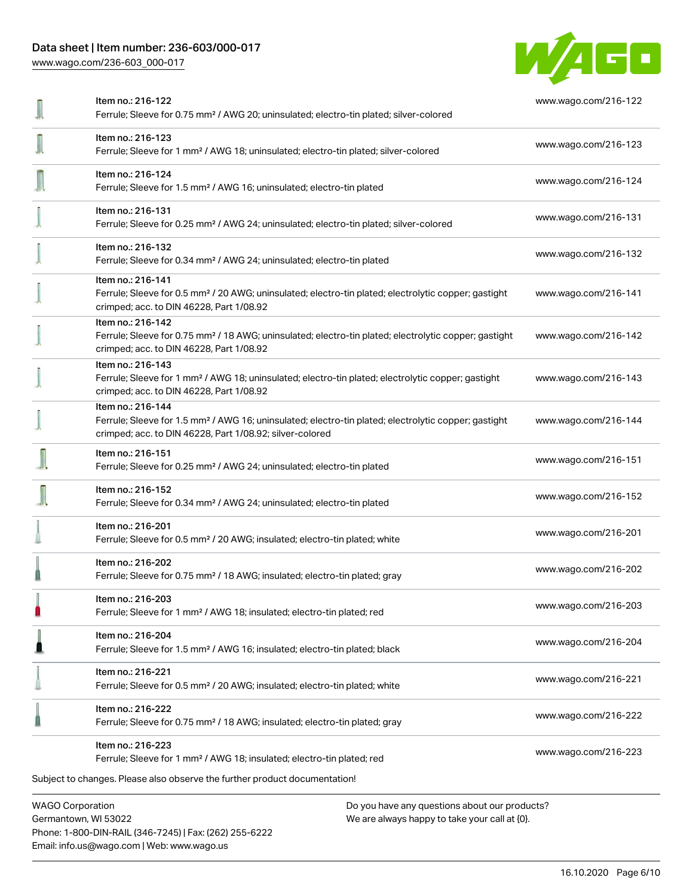| | Item no. / Description | URL |
| --- | --- | --- |
| | Item no.: 216-122<br>Ferrule; Sleeve for 0.75 mm² / AWG 20; uninsulated; electro-tin plated; silver-colored | www.wago.com/216-122 |
| | Item no.: 216-123<br>Ferrule; Sleeve for 1 mm² / AWG 18; uninsulated; electro-tin plated; silver-colored | www.wago.com/216-123 |
| | Item no.: 216-124<br>Ferrule; Sleeve for 1.5 mm² / AWG 16; uninsulated; electro-tin plated | www.wago.com/216-124 |
| | Item no.: 216-131<br>Ferrule; Sleeve for 0.25 mm² / AWG 24; uninsulated; electro-tin plated; silver-colored | www.wago.com/216-131 |
| | Item no.: 216-132<br>Ferrule; Sleeve for 0.34 mm² / AWG 24; uninsulated; electro-tin plated | www.wago.com/216-132 |
| | Item no.: 216-141<br>Ferrule; Sleeve for 0.5 mm² / 20 AWG; uninsulated; electro-tin plated; electrolytic copper; gastight crimped; acc. to DIN 46228, Part 1/08.92 | www.wago.com/216-141 |
| | Item no.: 216-142<br>Ferrule; Sleeve for 0.75 mm² / 18 AWG; uninsulated; electro-tin plated; electrolytic copper; gastight crimped; acc. to DIN 46228, Part 1/08.92 | www.wago.com/216-142 |
| | Item no.: 216-143<br>Ferrule; Sleeve for 1 mm² / AWG 18; uninsulated; electro-tin plated; electrolytic copper; gastight crimped; acc. to DIN 46228, Part 1/08.92 | www.wago.com/216-143 |
| | Item no.: 216-144<br>Ferrule; Sleeve for 1.5 mm² / AWG 16; uninsulated; electro-tin plated; electrolytic copper; gastight crimped; acc. to DIN 46228, Part 1/08.92; silver-colored | www.wago.com/216-144 |
| | Item no.: 216-151<br>Ferrule; Sleeve for 0.25 mm² / AWG 24; uninsulated; electro-tin plated | www.wago.com/216-151 |
| | Item no.: 216-152<br>Ferrule; Sleeve for 0.34 mm² / AWG 24; uninsulated; electro-tin plated | www.wago.com/216-152 |
| | Item no.: 216-201<br>Ferrule; Sleeve for 0.5 mm² / 20 AWG; insulated; electro-tin plated; white | www.wago.com/216-201 |
| | Item no.: 216-202<br>Ferrule; Sleeve for 0.75 mm² / 18 AWG; insulated; electro-tin plated; gray | www.wago.com/216-202 |
| | Item no.: 216-203<br>Ferrule; Sleeve for 1 mm² / AWG 18; insulated; electro-tin plated; red | www.wago.com/216-203 |
| | Item no.: 216-204<br>Ferrule; Sleeve for 1.5 mm² / AWG 16; insulated; electro-tin plated; black | www.wago.com/216-204 |
| | Item no.: 216-221<br>Ferrule; Sleeve for 0.5 mm² / 20 AWG; insulated; electro-tin plated; white | www.wago.com/216-221 |
| | Item no.: 216-222<br>Ferrule; Sleeve for 0.75 mm² / 18 AWG; insulated; electro-tin plated; gray | www.wago.com/216-222 |
| | Item no.: 216-223<br>Ferrule; Sleeve for 1 mm² / AWG 18; insulated; electro-tin plated; red | www.wago.com/216-223 |

Subject to changes. Please also observe the further product documentation!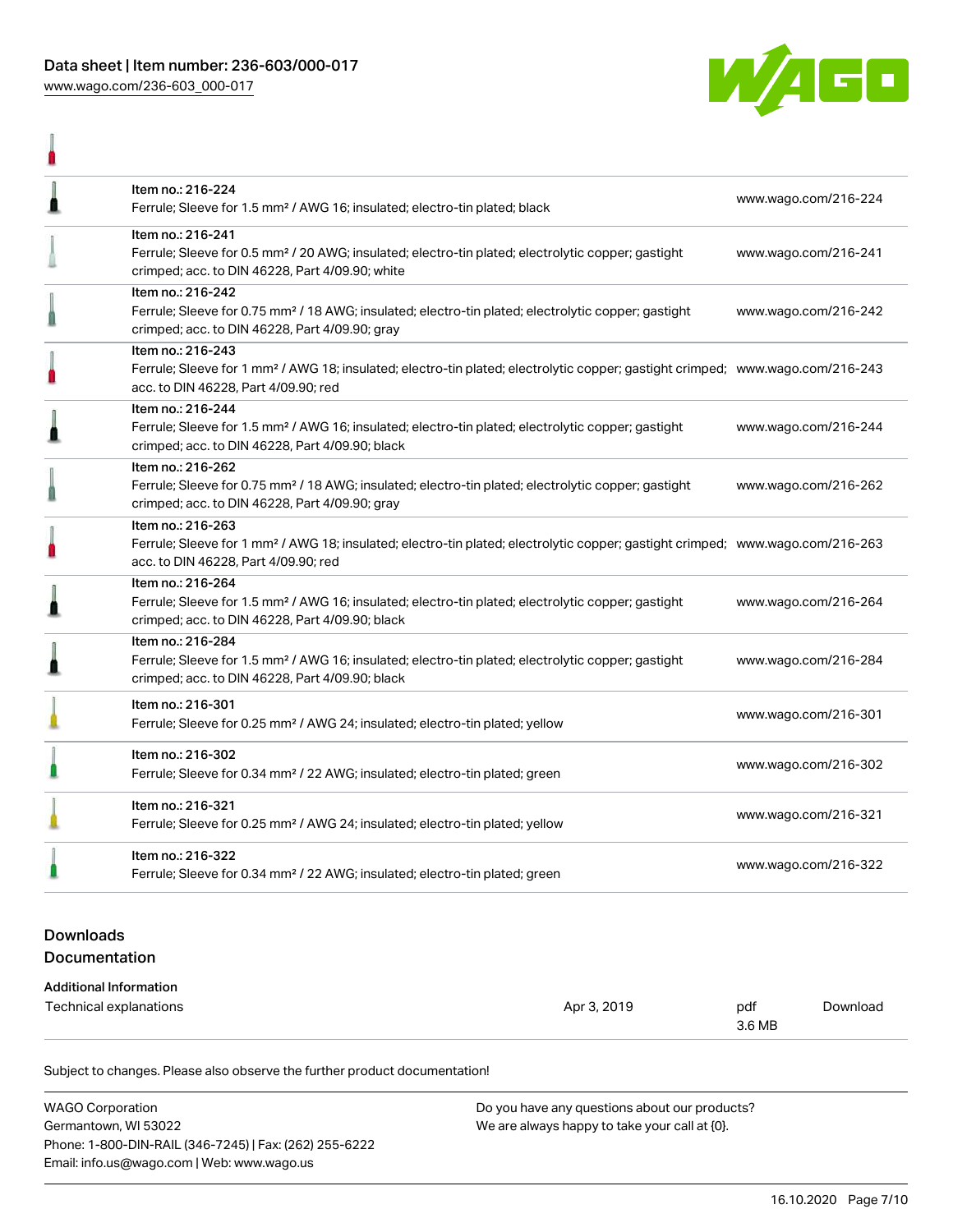| Item | Link |
| --- | --- |
| Item no.: 216-224<br>Ferrule; Sleeve for 1.5 mm² / AWG 16; insulated; electro-tin plated; black | www.wago.com/216-224 |
| Item no.: 216-241<br>Ferrule; Sleeve for 0.5 mm² / 20 AWG; insulated; electro-tin plated; electrolytic copper; gastight crimped; acc. to DIN 46228, Part 4/09.90; white | www.wago.com/216-241 |
| Item no.: 216-242<br>Ferrule; Sleeve for 0.75 mm² / 18 AWG; insulated; electro-tin plated; electrolytic copper; gastight crimped; acc. to DIN 46228, Part 4/09.90; gray | www.wago.com/216-242 |
| Item no.: 216-243<br>Ferrule; Sleeve for 1 mm² / AWG 18; insulated; electro-tin plated; electrolytic copper; gastight crimped; acc. to DIN 46228, Part 4/09.90; red | www.wago.com/216-243 |
| Item no.: 216-244<br>Ferrule; Sleeve for 1.5 mm² / AWG 16; insulated; electro-tin plated; electrolytic copper; gastight crimped; acc. to DIN 46228, Part 4/09.90; black | www.wago.com/216-244 |
| Item no.: 216-262<br>Ferrule; Sleeve for 0.75 mm² / 18 AWG; insulated; electro-tin plated; electrolytic copper; gastight crimped; acc. to DIN 46228, Part 4/09.90; gray | www.wago.com/216-262 |
| Item no.: 216-263<br>Ferrule; Sleeve for 1 mm² / AWG 18; insulated; electro-tin plated; electrolytic copper; gastight crimped; acc. to DIN 46228, Part 4/09.90; red | www.wago.com/216-263 |
| Item no.: 216-264<br>Ferrule; Sleeve for 1.5 mm² / AWG 16; insulated; electro-tin plated; electrolytic copper; gastight crimped; acc. to DIN 46228, Part 4/09.90; black | www.wago.com/216-264 |
| Item no.: 216-284<br>Ferrule; Sleeve for 1.5 mm² / AWG 16; insulated; electro-tin plated; electrolytic copper; gastight crimped; acc. to DIN 46228, Part 4/09.90; black | www.wago.com/216-284 |
| Item no.: 216-301<br>Ferrule; Sleeve for 0.25 mm² / AWG 24; insulated; electro-tin plated; yellow | www.wago.com/216-301 |
| Item no.: 216-302<br>Ferrule; Sleeve for 0.34 mm² / 22 AWG; insulated; electro-tin plated; green | www.wago.com/216-302 |
| Item no.: 216-321<br>Ferrule; Sleeve for 0.25 mm² / AWG 24; insulated; electro-tin plated; yellow | www.wago.com/216-321 |
| Item no.: 216-322<br>Ferrule; Sleeve for 0.34 mm² / 22 AWG; insulated; electro-tin plated; green | www.wago.com/216-322 |

## Downloads

## Documentation

### Additional Information

| Technical explanations | Apr 3, 2019 | pdf<br>3.6 MB | Download |
| --- | --- | --- | --- |

Subject to changes. Please also observe the further product documentation!

WAGO Corporation
Germantown, WI 53022
Phone: 1-800-DIN-RAIL (346-7245) | Fax: (262) 255-6222
Email: info.us@wago.com | Web: www.wago.us

Do you have any questions about our products?
We are always happy to take your call at {0}.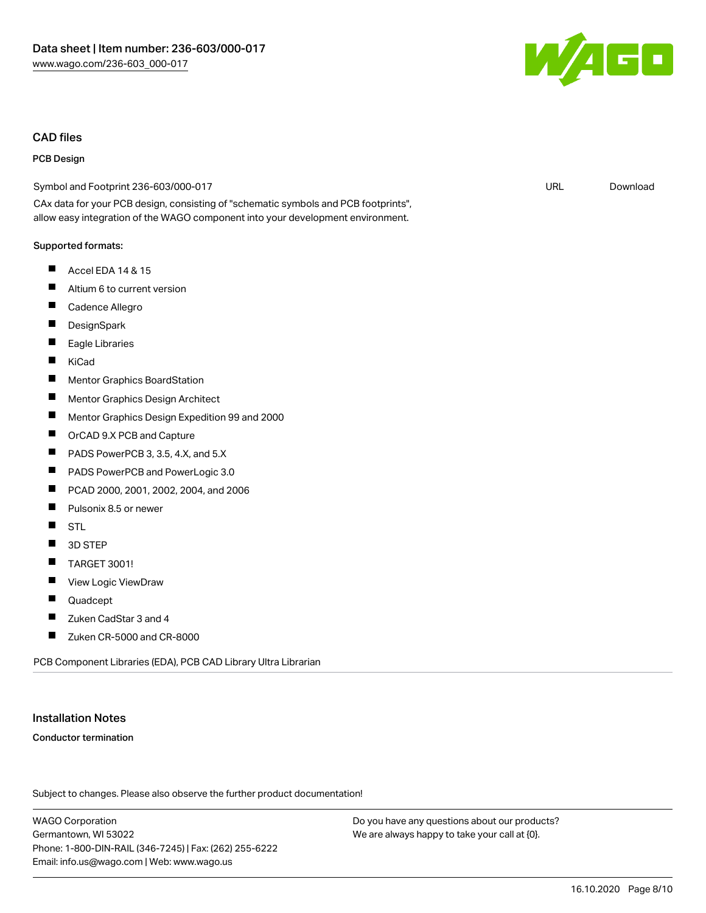## CAD files

### PCB Design

Symbol and Footprint 236-603/000-017 URL Download

CAx data for your PCB design, consisting of "schematic symbols and PCB footprints", allow easy integration of the WAGO component into your development environment.

Supported formats:

- Accel EDA 14 & 15
- Altium 6 to current version
- Cadence Allegro
- DesignSpark
- Eagle Libraries
- KiCad
- Mentor Graphics BoardStation
- Mentor Graphics Design Architect
- Mentor Graphics Design Expedition 99 and 2000
- OrCAD 9.X PCB and Capture
- PADS PowerPCB 3, 3.5, 4.X, and 5.X
- PADS PowerPCB and PowerLogic 3.0
- PCAD 2000, 2001, 2002, 2004, and 2006
- Pulsonix 8.5 or newer
- STL
- 3D STEP
- TARGET 3001!
- View Logic ViewDraw
- Quadcept
- Zuken CadStar 3 and 4
- Zuken CR-5000 and CR-8000

PCB Component Libraries (EDA), PCB CAD Library Ultra Librarian

## Installation Notes

### Conductor termination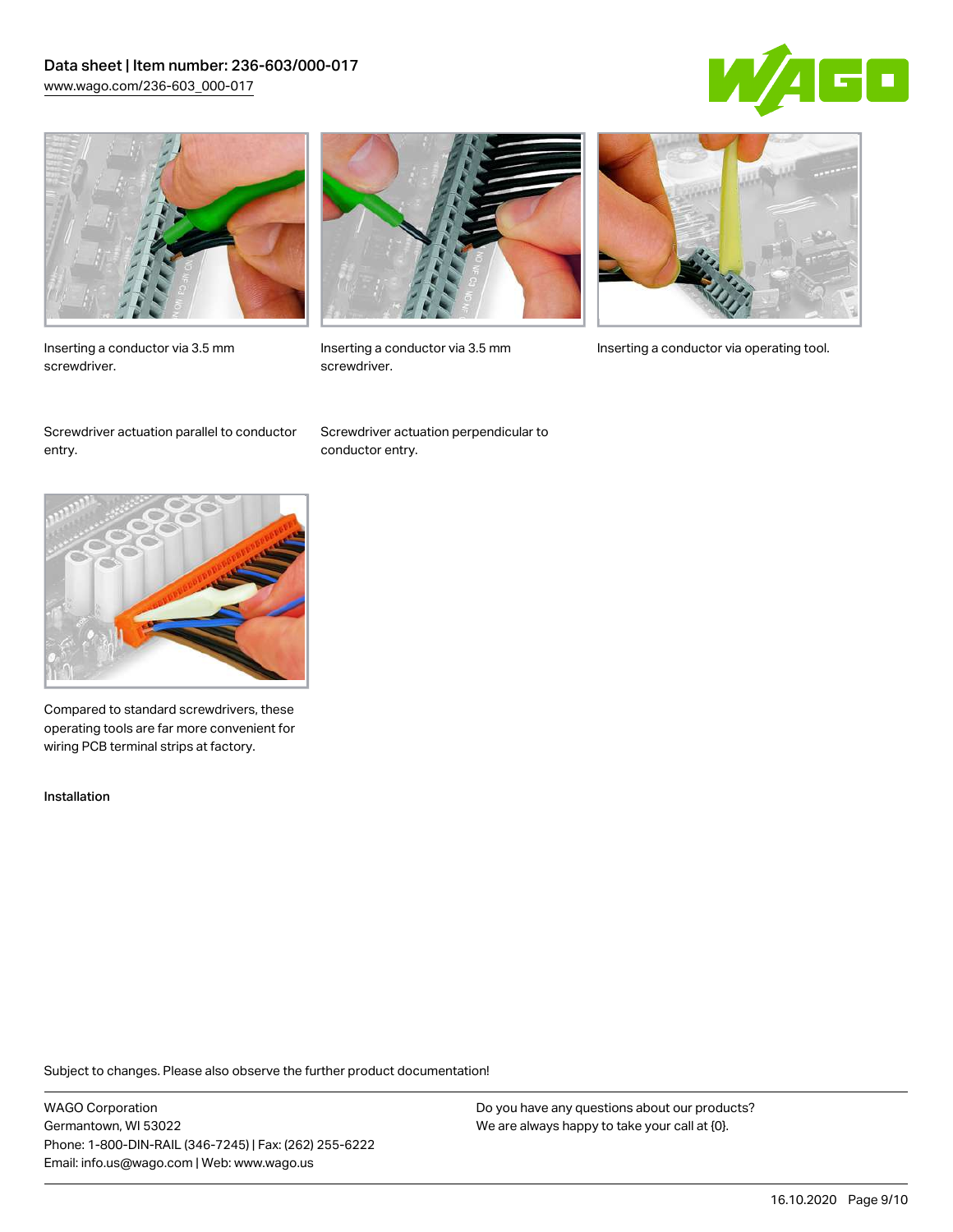Inserting a conductor via 3.5 mm screwdriver.

Inserting a conductor via 3.5 mm screwdriver.

Inserting a conductor via operating tool.

Screwdriver actuation parallel to conductor entry.

Screwdriver actuation perpendicular to conductor entry.

Compared to standard screwdrivers, these operating tools are far more convenient for wiring PCB terminal strips at factory.

Installation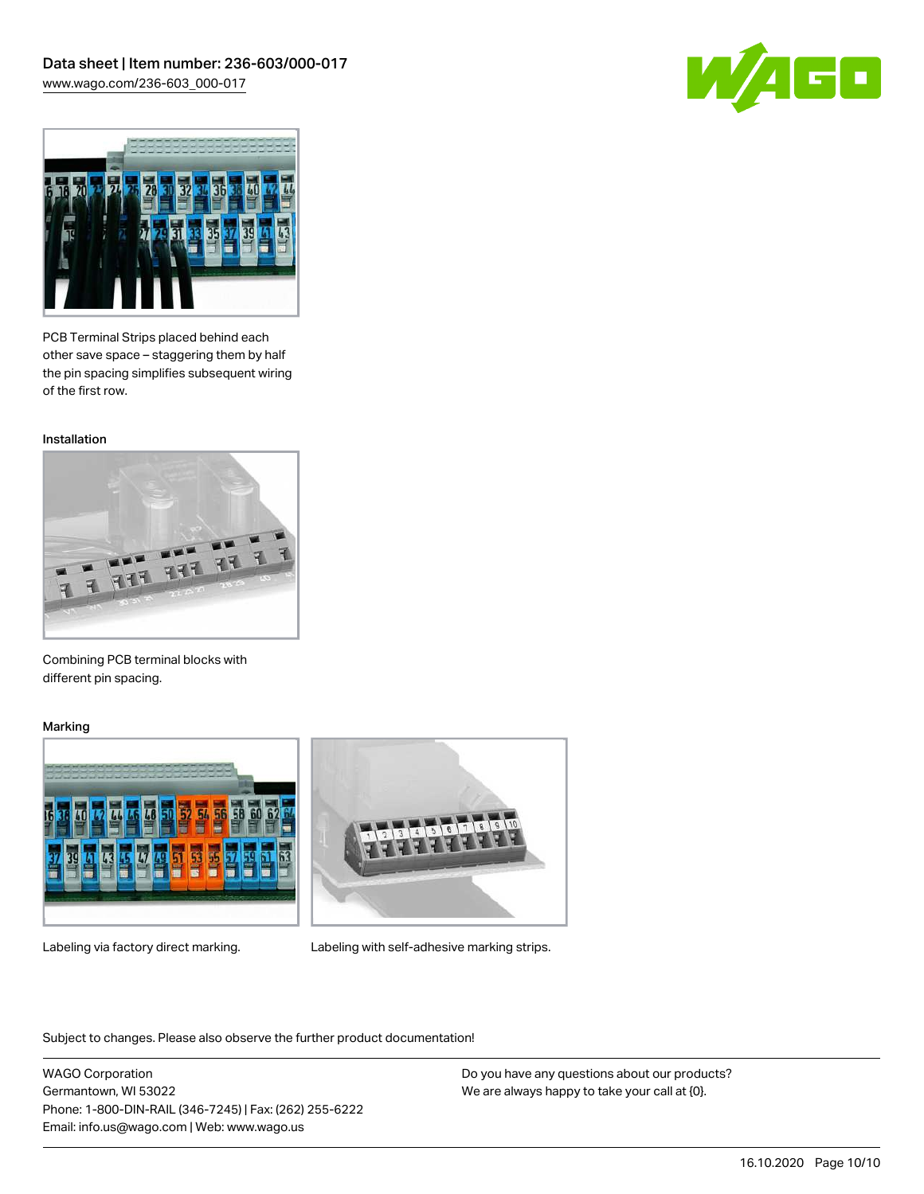PCB Terminal Strips placed behind each other save space – staggering them by half the pin spacing simplifies subsequent wiring of the first row.

## Installation

Combining PCB terminal blocks with different pin spacing.

## Marking

Labeling via factory direct marking.

Labeling with self-adhesive marking strips.

Subject to changes. Please also observe the further product documentation!

WAGO Corporation
Germantown, WI 53022
Phone: 1-800-DIN-RAIL (346-7245) | Fax: (262) 255-6222
Email: info.us@wago.com | Web: www.wago.us

Do you have any questions about our products?
We are always happy to take your call at {0}.